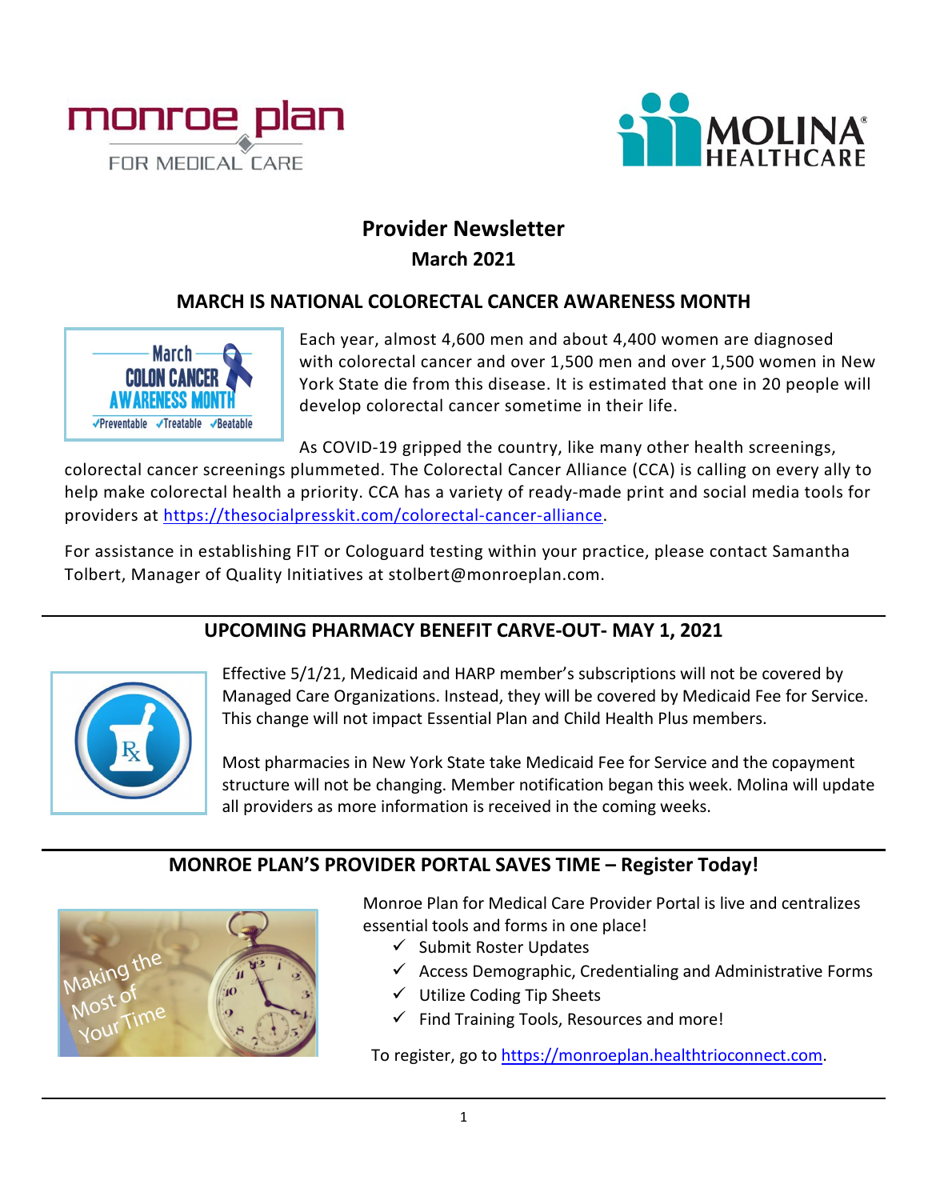# Provider Newsletter

## March 2021

## MARCH IS NATIONAL COLORECTAL CANCER AWARENESS MONTH

Each year, almost 4,600 men and about 4,400 women are diagnosed with colorectal cancer and over 1,500 men and over 1,500 women in New York State die from this disease. It is estimated that one in 20 people will develop colorectal cancer sometime in their life.

As COVID-19 gripped the country, like many other health screenings, colorectal cancer screenings plummeted. The Colorectal Cancer Alliance (CCA) is calling on every ally to help make colorectal health a priority. CCA has a variety of ready-made print and social media tools for providers at https://thesocialpresskit.com/colorectal-cancer-alliance.

For assistance in establishing FIT or Cologuard testing within your practice, please contact Samantha Tolbert, Manager of Quality Initiatives at stolbert@monroeplan.com.

## UPCOMING PHARMACY BENEFIT CARVE-OUT- MAY 1, 2021

Effective 5/1/21, Medicaid and HARP member's subscriptions will not be covered by Managed Care Organizations. Instead, they will be covered by Medicaid Fee for Service. This change will not impact Essential Plan and Child Health Plus members.

Most pharmacies in New York State take Medicaid Fee for Service and the copayment structure will not be changing. Member notification began this week. Molina will update all providers as more information is received in the coming weeks.

## MONROE PLAN'S PROVIDER PORTAL SAVES TIME – Register Today!

Monroe Plan for Medical Care Provider Portal is live and centralizes essential tools and forms in one place!

- ✓ Submit Roster Updates
- ✓ Access Demographic, Credentialing and Administrative Forms
- ✓ Utilize Coding Tip Sheets
- ✓ Find Training Tools, Resources and more!

To register, go to https://monroeplan.healthtrioconnect.com.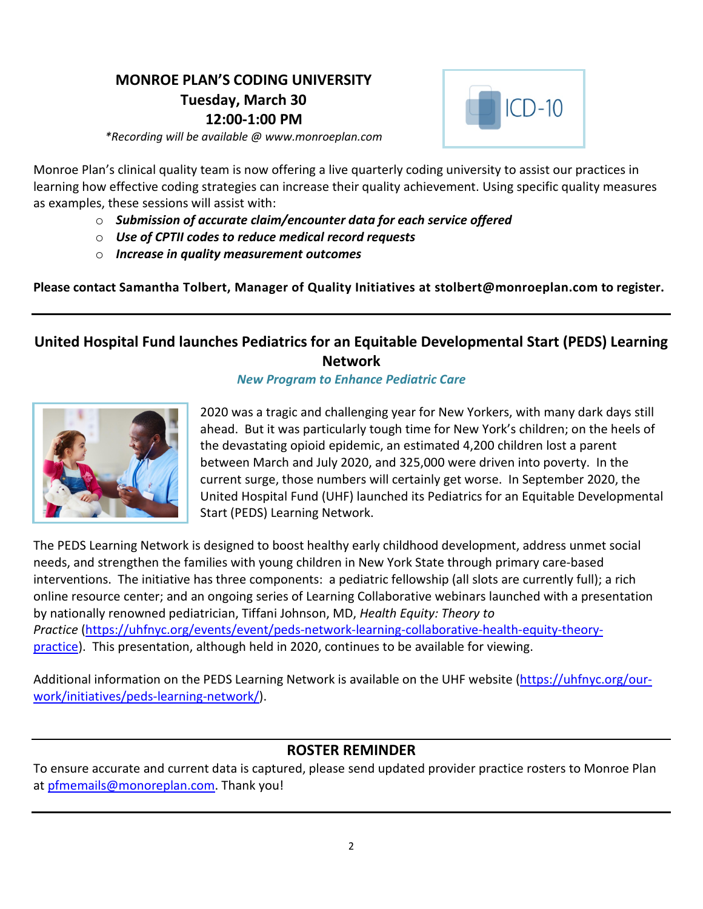## MONROE PLAN'S CODING UNIVERSITY
**Tuesday, March 30**
**12:00-1:00 PM**

*\*Recording will be available @ www.monroeplan.com*

Monroe Plan's clinical quality team is now offering a live quarterly coding university to assist our practices in learning how effective coding strategies can increase their quality achievement. Using specific quality measures as examples, these sessions will assist with:

- ***Submission of accurate claim/encounter data for each service offered***
- ***Use of CPTII codes to reduce medical record requests***
- ***Increase in quality measurement outcomes***

**Please contact Samantha Tolbert, Manager of Quality Initiatives at stolbert@monroeplan.com to register.**

---

## United Hospital Fund launches Pediatrics for an Equitable Developmental Start (PEDS) Learning Network

***New Program to Enhance Pediatric Care***

2020 was a tragic and challenging year for New Yorkers, with many dark days still ahead. But it was particularly tough time for New York's children; on the heels of the devastating opioid epidemic, an estimated 4,200 children lost a parent between March and July 2020, and 325,000 were driven into poverty. In the current surge, those numbers will certainly get worse. In September 2020, the United Hospital Fund (UHF) launched its Pediatrics for an Equitable Developmental Start (PEDS) Learning Network.

The PEDS Learning Network is designed to boost healthy early childhood development, address unmet social needs, and strengthen the families with young children in New York State through primary care-based interventions. The initiative has three components: a pediatric fellowship (all slots are currently full); a rich online resource center; and an ongoing series of Learning Collaborative webinars launched with a presentation by nationally renowned pediatrician, Tiffani Johnson, MD, *Health Equity: Theory to Practice* (https://uhfnyc.org/events/event/peds-network-learning-collaborative-health-equity-theory-practice). This presentation, although held in 2020, continues to be available for viewing.

Additional information on the PEDS Learning Network is available on the UHF website (https://uhfnyc.org/our-work/initiatives/peds-learning-network/).

---

## ROSTER REMINDER

To ensure accurate and current data is captured, please send updated provider practice rosters to Monroe Plan at pfmemails@monoreplan.com. Thank you!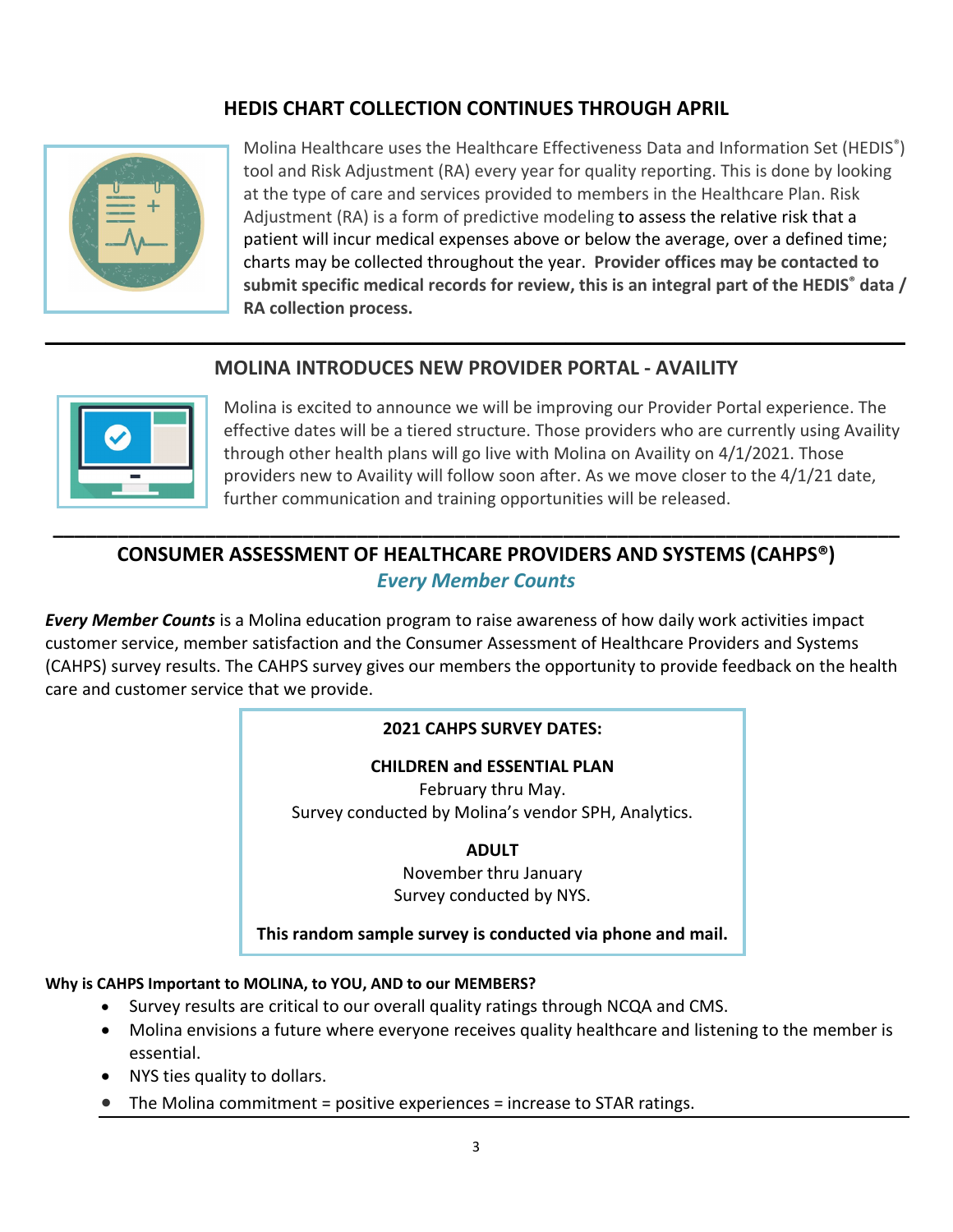## HEDIS CHART COLLECTION CONTINUES THROUGH APRIL

Molina Healthcare uses the Healthcare Effectiveness Data and Information Set (HEDIS®) tool and Risk Adjustment (RA) every year for quality reporting. This is done by looking at the type of care and services provided to members in the Healthcare Plan. Risk Adjustment (RA) is a form of predictive modeling to assess the relative risk that a patient will incur medical expenses above or below the average, over a defined time; charts may be collected throughout the year. **Provider offices may be contacted to submit specific medical records for review, this is an integral part of the HEDIS® data / RA collection process.**

---

## MOLINA INTRODUCES NEW PROVIDER PORTAL - AVAILITY

Molina is excited to announce we will be improving our Provider Portal experience. The effective dates will be a tiered structure. Those providers who are currently using Availity through other health plans will go live with Molina on Availity on 4/1/2021. Those providers new to Availity will follow soon after. As we move closer to the 4/1/21 date, further communication and training opportunities will be released.

---

## CONSUMER ASSESSMENT OF HEALTHCARE PROVIDERS AND SYSTEMS (CAHPS®)

### *Every Member Counts*

***Every Member Counts*** is a Molina education program to raise awareness of how daily work activities impact customer service, member satisfaction and the Consumer Assessment of Healthcare Providers and Systems (CAHPS) survey results. The CAHPS survey gives our members the opportunity to provide feedback on the health care and customer service that we provide.

**2021 CAHPS SURVEY DATES:**

**CHILDREN and ESSENTIAL PLAN**
February thru May.
Survey conducted by Molina's vendor SPH, Analytics.

**ADULT**
November thru January
Survey conducted by NYS.

**This random sample survey is conducted via phone and mail.**

**Why is CAHPS Important to MOLINA, to YOU, AND to our MEMBERS?**

- Survey results are critical to our overall quality ratings through NCQA and CMS.
- Molina envisions a future where everyone receives quality healthcare and listening to the member is essential.
- NYS ties quality to dollars.
- The Molina commitment = positive experiences = increase to STAR ratings.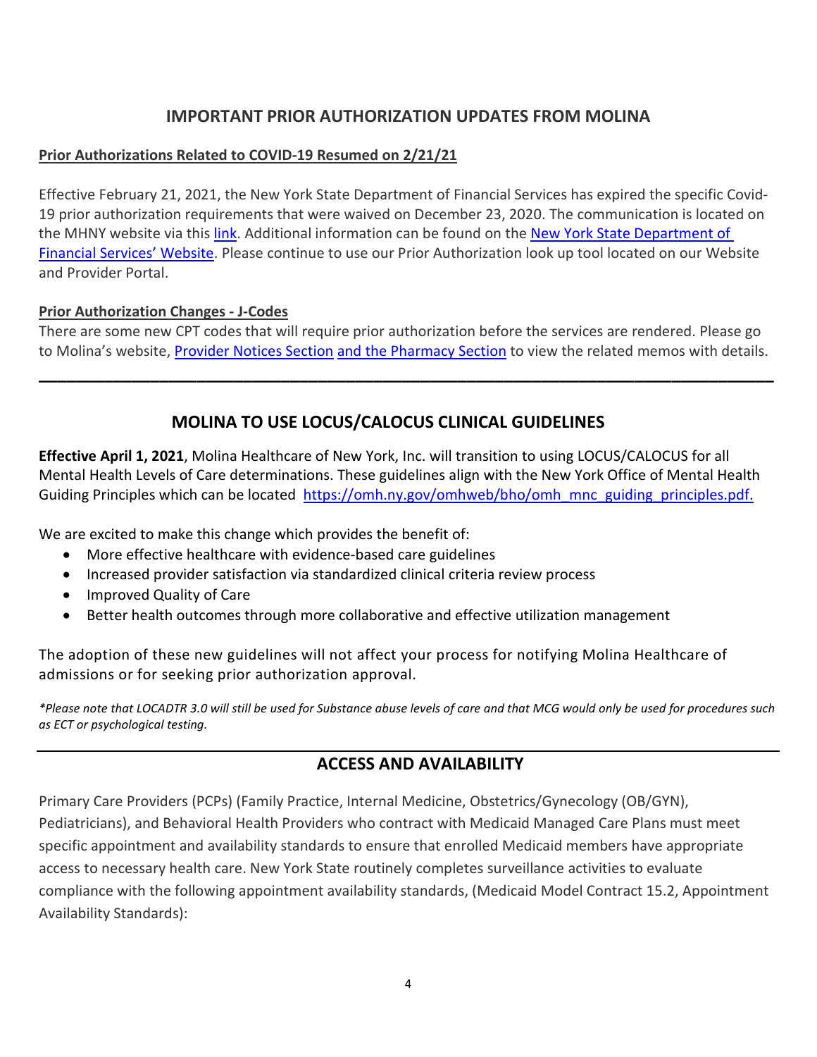## IMPORTANT PRIOR AUTHORIZATION UPDATES FROM MOLINA

**Prior Authorizations Related to COVID-19 Resumed on 2/21/21**

Effective February 21, 2021, the New York State Department of Financial Services has expired the specific Covid-19 prior authorization requirements that were waived on December 23, 2020. The communication is located on the MHNY website via this link. Additional information can be found on the New York State Department of Financial Services' Website. Please continue to use our Prior Authorization look up tool located on our Website and Provider Portal.

**Prior Authorization Changes - J-Codes**

There are some new CPT codes that will require prior authorization before the services are rendered. Please go to Molina's website, Provider Notices Section and the Pharmacy Section to view the related memos with details.

---

## MOLINA TO USE LOCUS/CALOCUS CLINICAL GUIDELINES

**Effective April 1, 2021**, Molina Healthcare of New York, Inc. will transition to using LOCUS/CALOCUS for all Mental Health Levels of Care determinations. These guidelines align with the New York Office of Mental Health Guiding Principles which can be located https://omh.ny.gov/omhweb/bho/omh_mnc_guiding_principles.pdf.

We are excited to make this change which provides the benefit of:

- More effective healthcare with evidence-based care guidelines
- Increased provider satisfaction via standardized clinical criteria review process
- Improved Quality of Care
- Better health outcomes through more collaborative and effective utilization management

The adoption of these new guidelines will not affect your process for notifying Molina Healthcare of admissions or for seeking prior authorization approval.

*\*Please note that LOCADTR 3.0 will still be used for Substance abuse levels of care and that MCG would only be used for procedures such as ECT or psychological testing.*

---

## ACCESS AND AVAILABILITY

Primary Care Providers (PCPs) (Family Practice, Internal Medicine, Obstetrics/Gynecology (OB/GYN), Pediatricians), and Behavioral Health Providers who contract with Medicaid Managed Care Plans must meet specific appointment and availability standards to ensure that enrolled Medicaid members have appropriate access to necessary health care. New York State routinely completes surveillance activities to evaluate compliance with the following appointment availability standards, (Medicaid Model Contract 15.2, Appointment Availability Standards):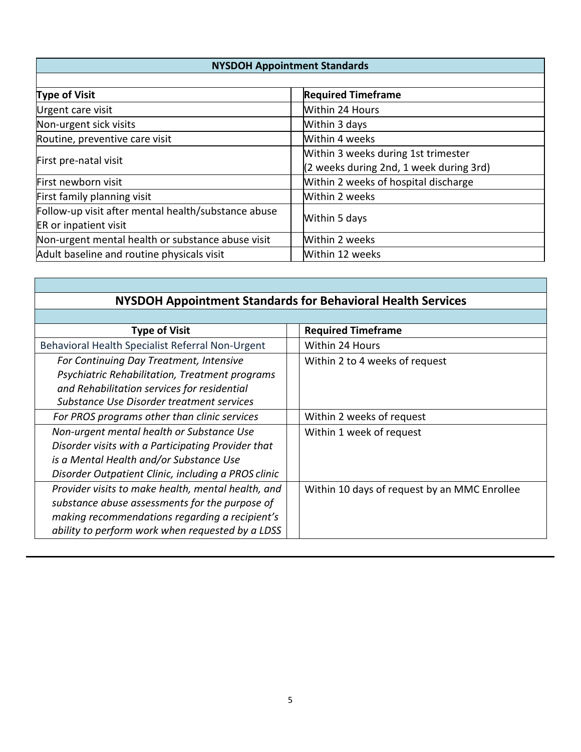| NYSDOH Appointment Standards | |
|---|---|
| **Type of Visit** | **Required Timeframe** |
| Urgent care visit | Within 24 Hours |
| Non-urgent sick visits | Within 3 days |
| Routine, preventive care visit | Within 4 weeks |
| First pre-natal visit | Within 3 weeks during 1st trimester (2 weeks during 2nd, 1 week during 3rd) |
| First newborn visit | Within 2 weeks of hospital discharge |
| First family planning visit | Within 2 weeks |
| Follow-up visit after mental health/substance abuse ER or inpatient visit | Within 5 days |
| Non-urgent mental health or substance abuse visit | Within 2 weeks |
| Adult baseline and routine physicals visit | Within 12 weeks |

## NYSDOH Appointment Standards for Behavioral Health Services

| Type of Visit | Required Timeframe |
|---|---|
| Behavioral Health Specialist Referral Non-Urgent | Within 24 Hours |
| *For Continuing Day Treatment, Intensive Psychiatric Rehabilitation, Treatment programs and Rehabilitation services for residential Substance Use Disorder treatment services* | Within 2 to 4 weeks of request |
| *For PROS programs other than clinic services* | Within 2 weeks of request |
| *Non-urgent mental health or Substance Use Disorder visits with a Participating Provider that is a Mental Health and/or Substance Use Disorder Outpatient Clinic, including a PROS clinic* | Within 1 week of request |
| *Provider visits to make health, mental health, and substance abuse assessments for the purpose of making recommendations regarding a recipient's ability to perform work when requested by a LDSS* | Within 10 days of request by an MMC Enrollee |